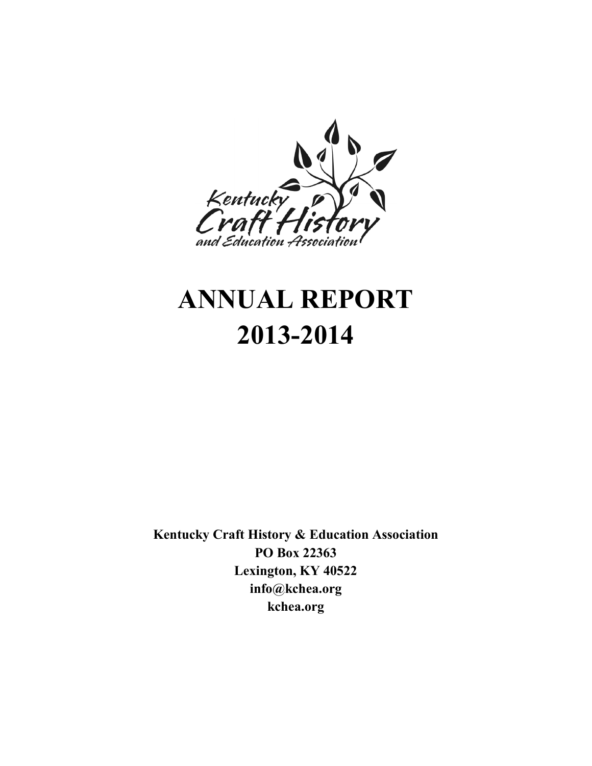# ANNUAL REPORT 2013-2014

**Kentucky Craft History & Education Association**
**PO Box 22363**
**Lexington, KY 40522**
**info@kchea.org**
**kchea.org**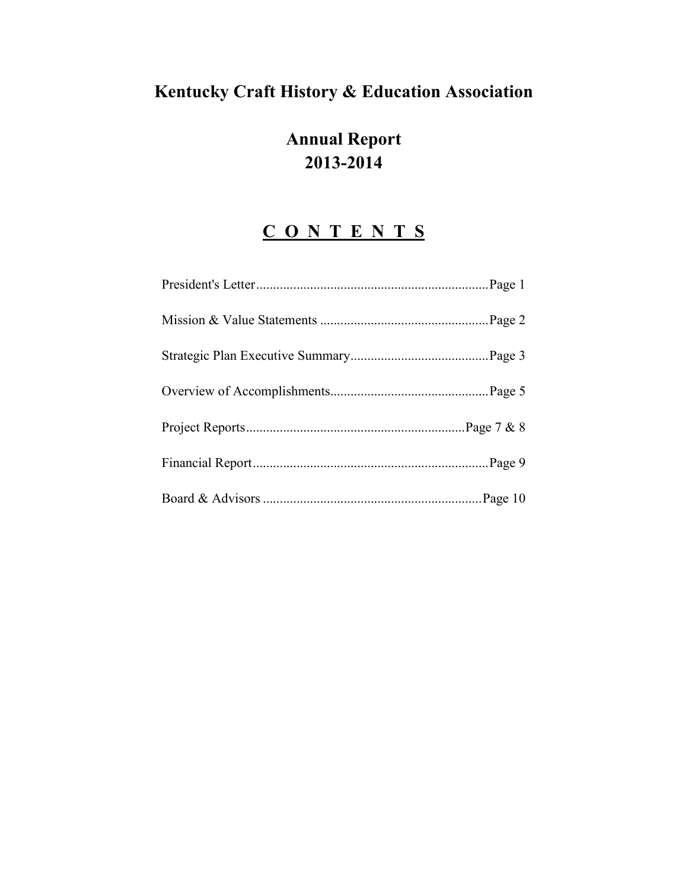# Kentucky Craft History & Education Association

## Annual Report
## 2013-2014

## C O N T E N T S

President's Letter....................................................................Page 1

Mission & Value Statements ..................................................Page 2

Strategic Plan Executive Summary.........................................Page 3

Overview of Accomplishments...............................................Page 5

Project Reports.................................................................Page 7 & 8

Financial Report......................................................................Page 9

Board & Advisors .................................................................Page 10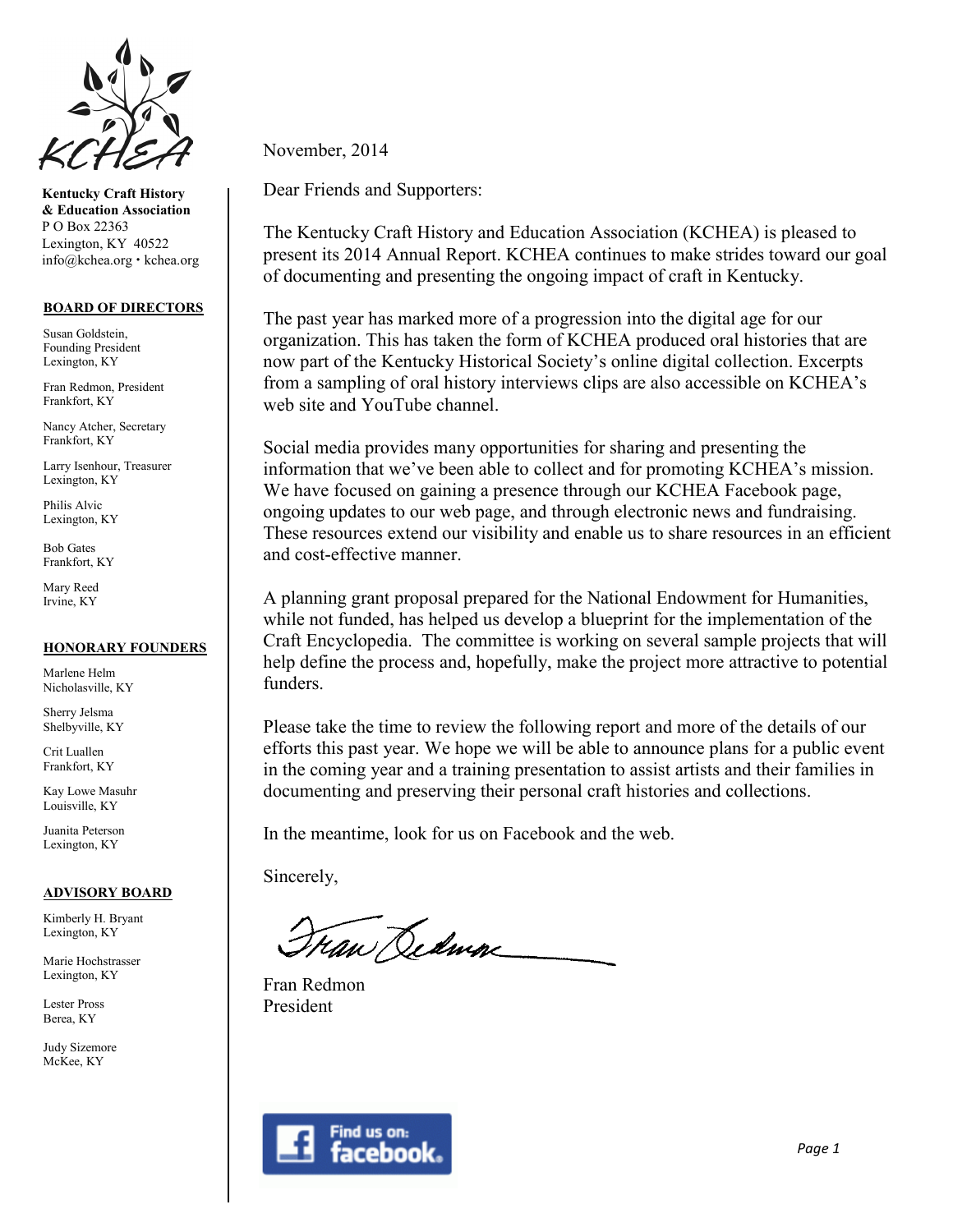**Kentucky Craft History & Education Association**
P O Box 22363
Lexington, KY 40522
info@kchea.org • kchea.org

**BOARD OF DIRECTORS**

Susan Goldstein, Founding President
Lexington, KY

Fran Redmon, President
Frankfort, KY

Nancy Atcher, Secretary
Frankfort, KY

Larry Isenhour, Treasurer
Lexington, KY

Philis Alvic
Lexington, KY

Bob Gates
Frankfort, KY

Mary Reed
Irvine, KY

**HONORARY FOUNDERS**

Marlene Helm
Nicholasville, KY

Sherry Jelsma
Shelbyville, KY

Crit Luallen
Frankfort, KY

Kay Lowe Masuhr
Louisville, KY

Juanita Peterson
Lexington, KY

**ADVISORY BOARD**

Kimberly H. Bryant
Lexington, KY

Marie Hochstrasser
Lexington, KY

Lester Pross
Berea, KY

Judy Sizemore
McKee, KY

November, 2014

Dear Friends and Supporters:

The Kentucky Craft History and Education Association (KCHEA) is pleased to present its 2014 Annual Report. KCHEA continues to make strides toward our goal of documenting and presenting the ongoing impact of craft in Kentucky.

The past year has marked more of a progression into the digital age for our organization. This has taken the form of KCHEA produced oral histories that are now part of the Kentucky Historical Society's online digital collection. Excerpts from a sampling of oral history interviews clips are also accessible on KCHEA's web site and YouTube channel.

Social media provides many opportunities for sharing and presenting the information that we've been able to collect and for promoting KCHEA's mission. We have focused on gaining a presence through our KCHEA Facebook page, ongoing updates to our web page, and through electronic news and fundraising. These resources extend our visibility and enable us to share resources in an efficient and cost-effective manner.

A planning grant proposal prepared for the National Endowment for Humanities, while not funded, has helped us develop a blueprint for the implementation of the Craft Encyclopedia. The committee is working on several sample projects that will help define the process and, hopefully, make the project more attractive to potential funders.

Please take the time to review the following report and more of the details of our efforts this past year. We hope we will be able to announce plans for a public event in the coming year and a training presentation to assist artists and their families in documenting and preserving their personal craft histories and collections.

In the meantime, look for us on Facebook and the web.

Sincerely,

Fran Redmon
President

Find us on: facebook.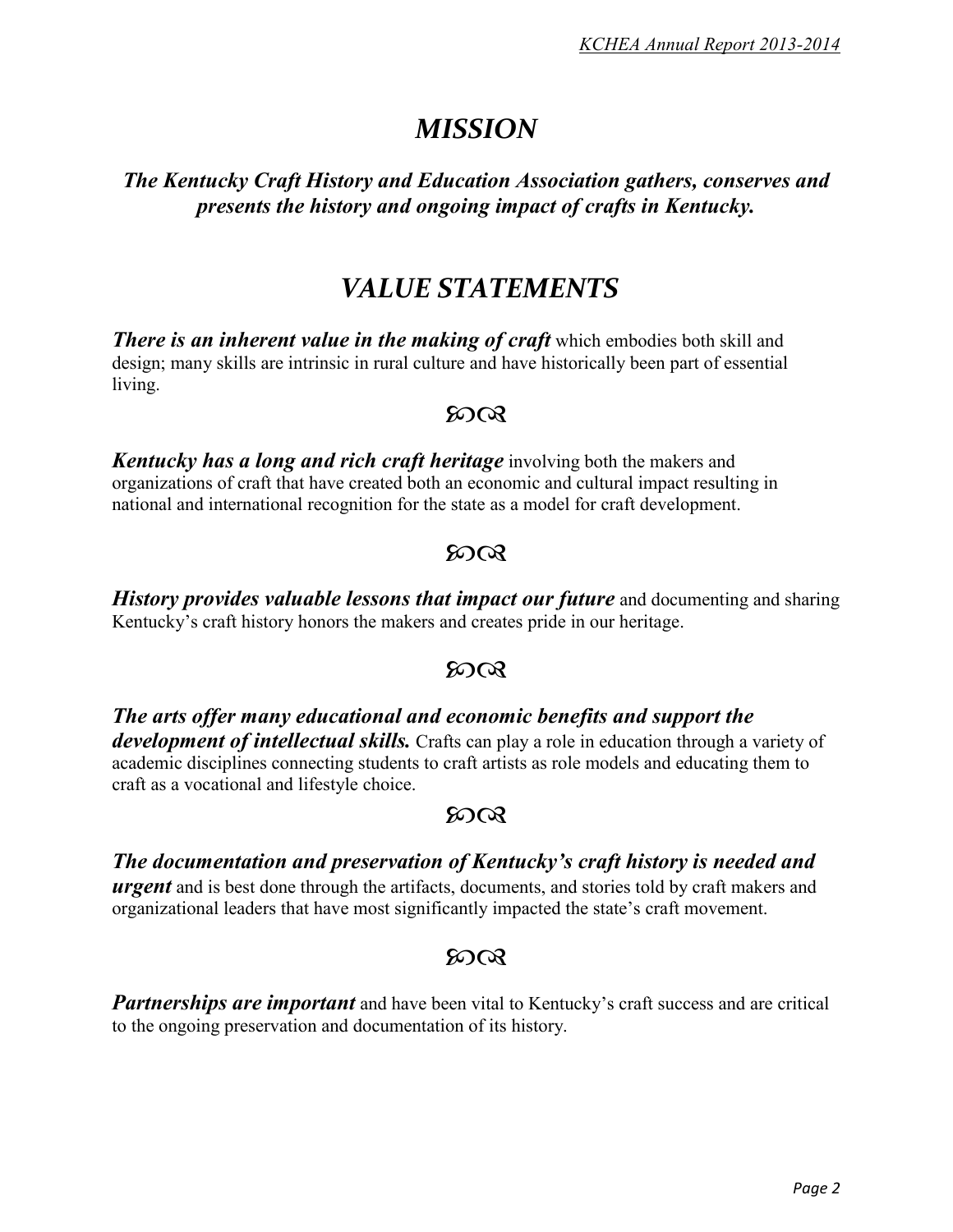# *MISSION*

***The Kentucky Craft History and Education Association gathers, conserves and presents the history and ongoing impact of crafts in Kentucky.***

# *VALUE STATEMENTS*

***There is an inherent value in the making of craft*** which embodies both skill and design; many skills are intrinsic in rural culture and have historically been part of essential living.

ꟷꟷ

***Kentucky has a long and rich craft heritage*** involving both the makers and organizations of craft that have created both an economic and cultural impact resulting in national and international recognition for the state as a model for craft development.

ꟷꟷ

***History provides valuable lessons that impact our future*** and documenting and sharing Kentucky's craft history honors the makers and creates pride in our heritage.

ꟷꟷ

***The arts offer many educational and economic benefits and support the development of intellectual skills.*** Crafts can play a role in education through a variety of academic disciplines connecting students to craft artists as role models and educating them to craft as a vocational and lifestyle choice.

ꟷꟷ

***The documentation and preservation of Kentucky's craft history is needed and urgent*** and is best done through the artifacts, documents, and stories told by craft makers and organizational leaders that have most significantly impacted the state's craft movement.

ꟷꟷ

***Partnerships are important*** and have been vital to Kentucky's craft success and are critical to the ongoing preservation and documentation of its history.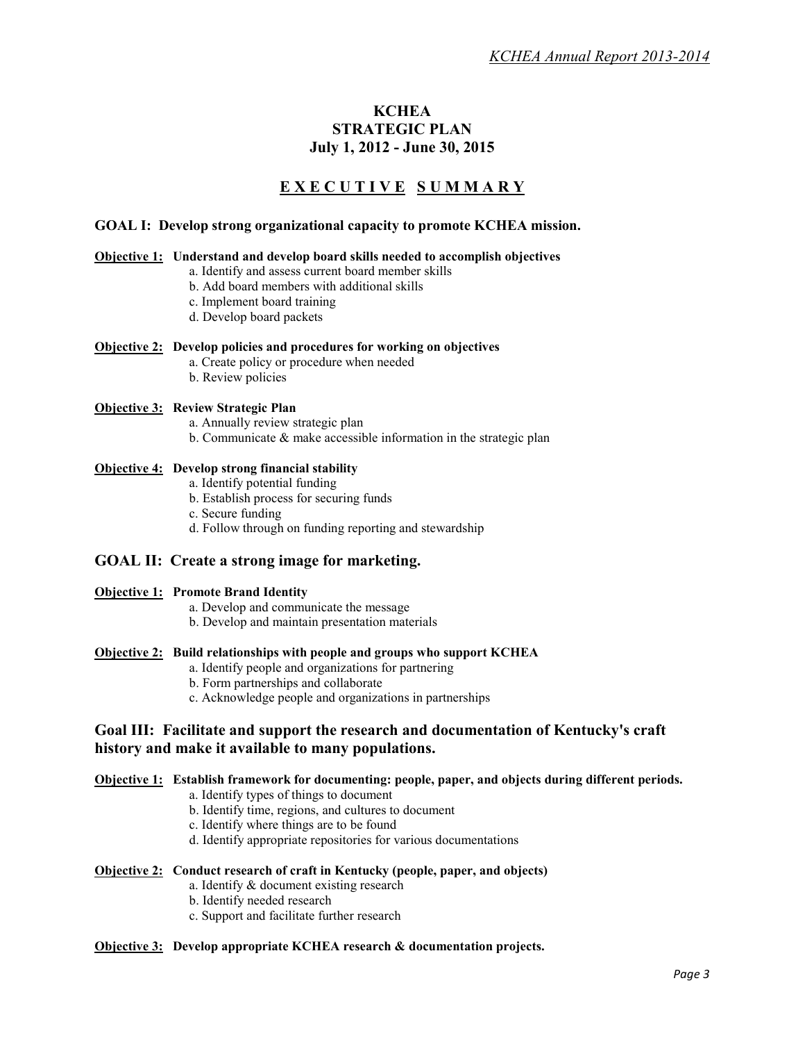# KCHEA
# STRATEGIC PLAN
# July 1, 2012 - June 30, 2015

## E X E C U T I V E   S U M M A R Y

### GOAL I: Develop strong organizational capacity to promote KCHEA mission.

**Objective 1: Understand and develop board skills needed to accomplish objectives**

a. Identify and assess current board member skills
b. Add board members with additional skills
c. Implement board training
d. Develop board packets

**Objective 2: Develop policies and procedures for working on objectives**

a. Create policy or procedure when needed
b. Review policies

**Objective 3: Review Strategic Plan**

a. Annually review strategic plan
b. Communicate & make accessible information in the strategic plan

**Objective 4: Develop strong financial stability**

a. Identify potential funding
b. Establish process for securing funds
c. Secure funding
d. Follow through on funding reporting and stewardship

### GOAL II: Create a strong image for marketing.

**Objective 1: Promote Brand Identity**

a. Develop and communicate the message
b. Develop and maintain presentation materials

**Objective 2: Build relationships with people and groups who support KCHEA**

a. Identify people and organizations for partnering
b. Form partnerships and collaborate
c. Acknowledge people and organizations in partnerships

### Goal III: Facilitate and support the research and documentation of Kentucky's craft history and make it available to many populations.

**Objective 1: Establish framework for documenting: people, paper, and objects during different periods.**

a. Identify types of things to document
b. Identify time, regions, and cultures to document
c. Identify where things are to be found
d. Identify appropriate repositories for various documentations

**Objective 2: Conduct research of craft in Kentucky (people, paper, and objects)**

a. Identify & document existing research
b. Identify needed research
c. Support and facilitate further research

**Objective 3: Develop appropriate KCHEA research & documentation projects.**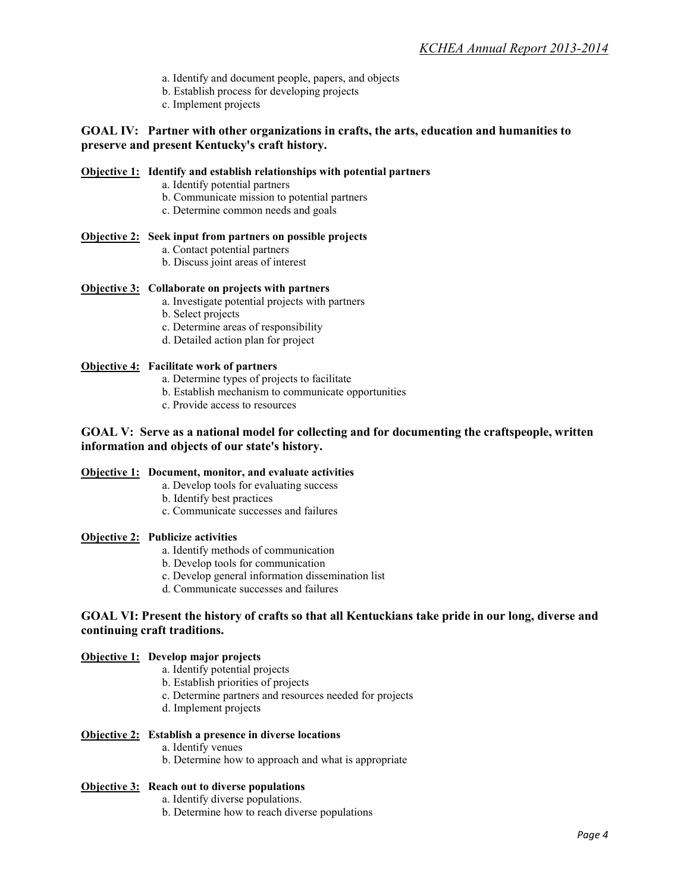a. Identify and document people, papers, and objects
b. Establish process for developing projects
c. Implement projects

### GOAL IV: Partner with other organizations in crafts, the arts, education and humanities to preserve and present Kentucky's craft history.

**Objective 1: Identify and establish relationships with potential partners**

a. Identify potential partners
b. Communicate mission to potential partners
c. Determine common needs and goals

**Objective 2: Seek input from partners on possible projects**

a. Contact potential partners
b. Discuss joint areas of interest

**Objective 3: Collaborate on projects with partners**

a. Investigate potential projects with partners
b. Select projects
c. Determine areas of responsibility
d. Detailed action plan for project

**Objective 4: Facilitate work of partners**

a. Determine types of projects to facilitate
b. Establish mechanism to communicate opportunities
c. Provide access to resources

### GOAL V: Serve as a national model for collecting and for documenting the craftspeople, written information and objects of our state's history.

**Objective 1: Document, monitor, and evaluate activities**

a. Develop tools for evaluating success
b. Identify best practices
c. Communicate successes and failures

**Objective 2: Publicize activities**

a. Identify methods of communication
b. Develop tools for communication
c. Develop general information dissemination list
d. Communicate successes and failures

### GOAL VI: Present the history of crafts so that all Kentuckians take pride in our long, diverse and continuing craft traditions.

**Objective 1: Develop major projects**

a. Identify potential projects
b. Establish priorities of projects
c. Determine partners and resources needed for projects
d. Implement projects

**Objective 2: Establish a presence in diverse locations**

a. Identify venues
b. Determine how to approach and what is appropriate

**Objective 3: Reach out to diverse populations**

a. Identify diverse populations.
b. Determine how to reach diverse populations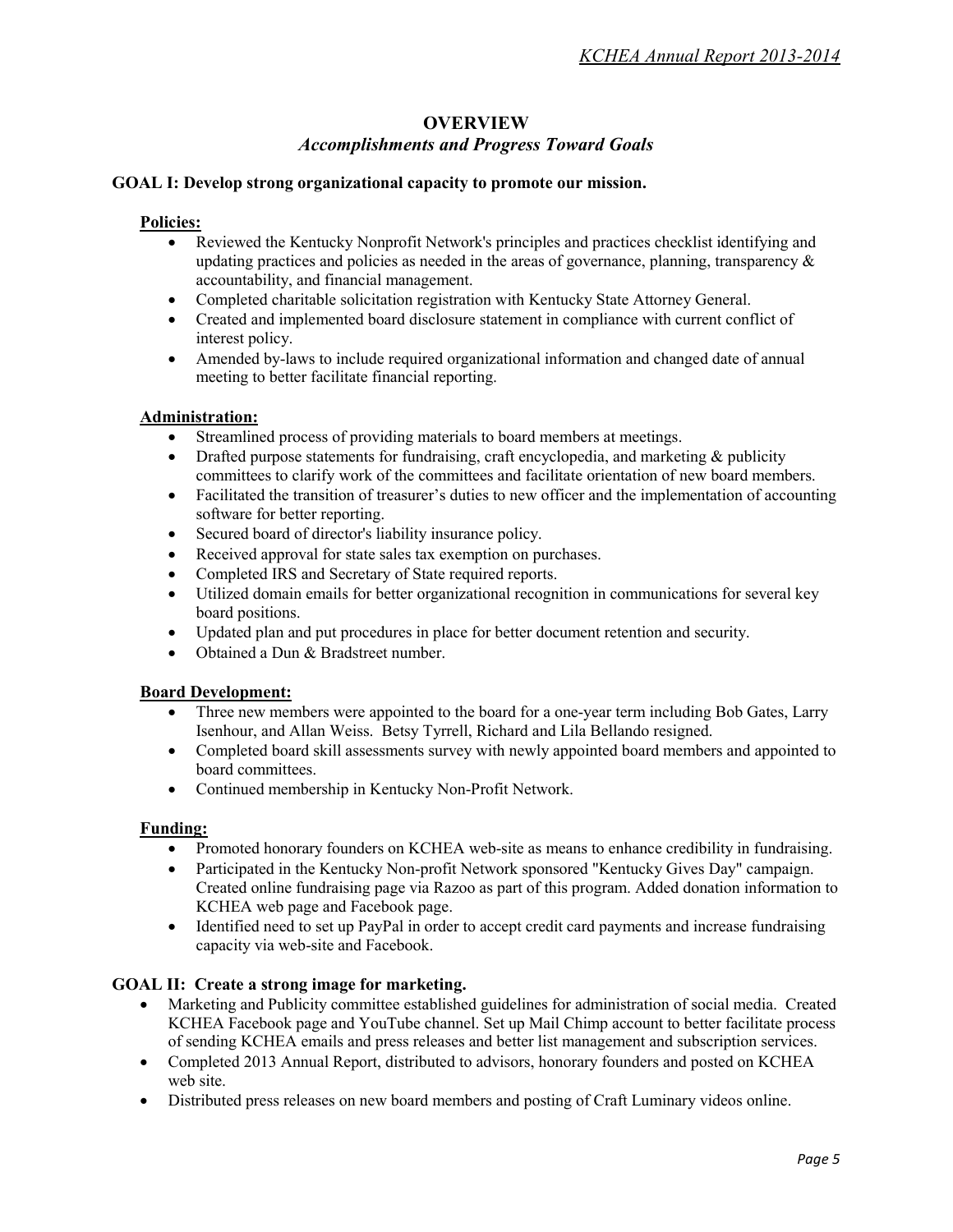# OVERVIEW

## *Accomplishments and Progress Toward Goals*

### GOAL I: Develop strong organizational capacity to promote our mission.

**Policies:**

- Reviewed the Kentucky Nonprofit Network's principles and practices checklist identifying and updating practices and policies as needed in the areas of governance, planning, transparency & accountability, and financial management.
- Completed charitable solicitation registration with Kentucky State Attorney General.
- Created and implemented board disclosure statement in compliance with current conflict of interest policy.
- Amended by-laws to include required organizational information and changed date of annual meeting to better facilitate financial reporting.

**Administration:**

- Streamlined process of providing materials to board members at meetings.
- Drafted purpose statements for fundraising, craft encyclopedia, and marketing & publicity committees to clarify work of the committees and facilitate orientation of new board members.
- Facilitated the transition of treasurer's duties to new officer and the implementation of accounting software for better reporting.
- Secured board of director's liability insurance policy.
- Received approval for state sales tax exemption on purchases.
- Completed IRS and Secretary of State required reports.
- Utilized domain emails for better organizational recognition in communications for several key board positions.
- Updated plan and put procedures in place for better document retention and security.
- Obtained a Dun & Bradstreet number.

**Board Development:**

- Three new members were appointed to the board for a one-year term including Bob Gates, Larry Isenhour, and Allan Weiss. Betsy Tyrrell, Richard and Lila Bellando resigned.
- Completed board skill assessments survey with newly appointed board members and appointed to board committees.
- Continued membership in Kentucky Non-Profit Network.

**Funding:**

- Promoted honorary founders on KCHEA web-site as means to enhance credibility in fundraising.
- Participated in the Kentucky Non-profit Network sponsored "Kentucky Gives Day" campaign. Created online fundraising page via Razoo as part of this program. Added donation information to KCHEA web page and Facebook page.
- Identified need to set up PayPal in order to accept credit card payments and increase fundraising capacity via web-site and Facebook.

### GOAL II: Create a strong image for marketing.

- Marketing and Publicity committee established guidelines for administration of social media. Created KCHEA Facebook page and YouTube channel. Set up Mail Chimp account to better facilitate process of sending KCHEA emails and press releases and better list management and subscription services.
- Completed 2013 Annual Report, distributed to advisors, honorary founders and posted on KCHEA web site.
- Distributed press releases on new board members and posting of Craft Luminary videos online.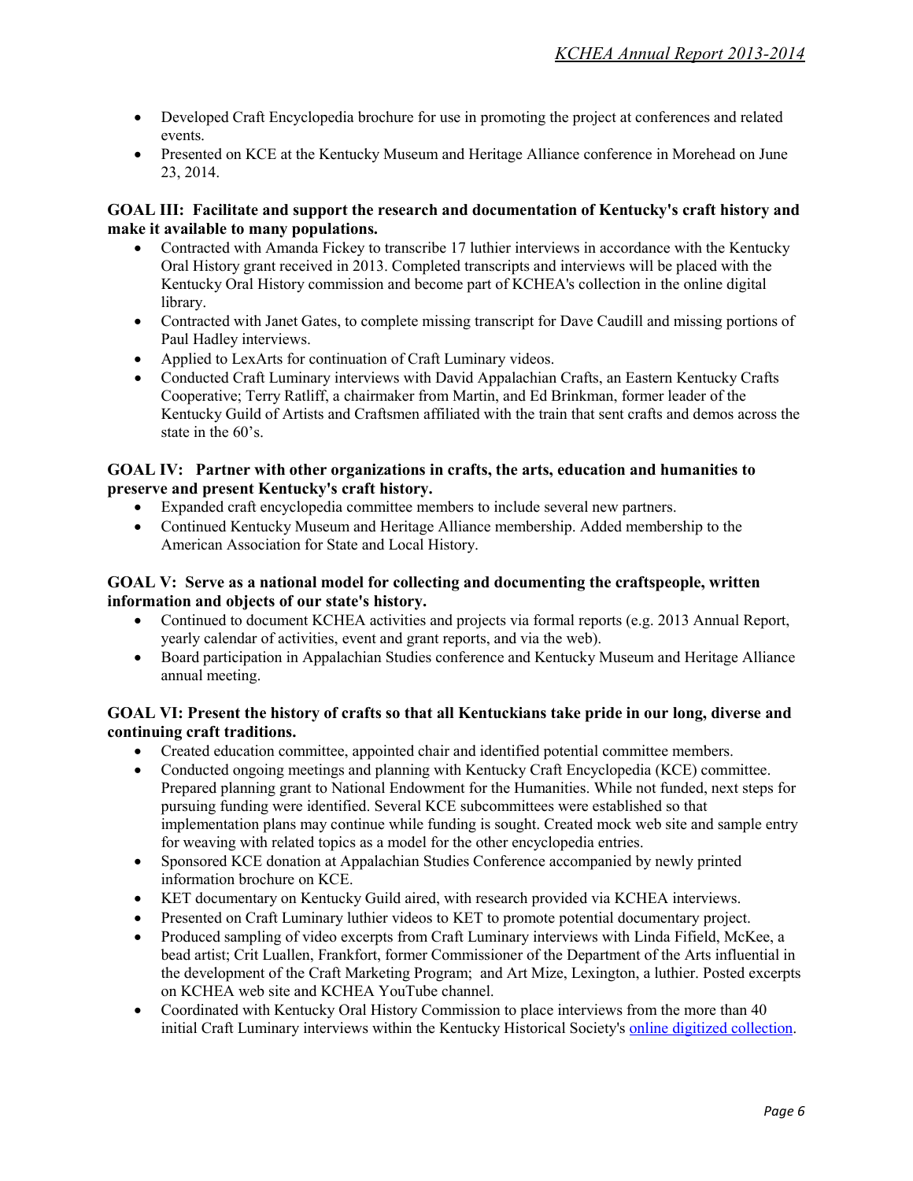- Developed Craft Encyclopedia brochure for use in promoting the project at conferences and related events.
- Presented on KCE at the Kentucky Museum and Heritage Alliance conference in Morehead on June 23, 2014.

**GOAL III: Facilitate and support the research and documentation of Kentucky's craft history and make it available to many populations.**

- Contracted with Amanda Fickey to transcribe 17 luthier interviews in accordance with the Kentucky Oral History grant received in 2013. Completed transcripts and interviews will be placed with the Kentucky Oral History commission and become part of KCHEA's collection in the online digital library.
- Contracted with Janet Gates, to complete missing transcript for Dave Caudill and missing portions of Paul Hadley interviews.
- Applied to LexArts for continuation of Craft Luminary videos.
- Conducted Craft Luminary interviews with David Appalachian Crafts, an Eastern Kentucky Crafts Cooperative; Terry Ratliff, a chairmaker from Martin, and Ed Brinkman, former leader of the Kentucky Guild of Artists and Craftsmen affiliated with the train that sent crafts and demos across the state in the 60's.

**GOAL IV: Partner with other organizations in crafts, the arts, education and humanities to preserve and present Kentucky's craft history.**

- Expanded craft encyclopedia committee members to include several new partners.
- Continued Kentucky Museum and Heritage Alliance membership. Added membership to the American Association for State and Local History.

**GOAL V: Serve as a national model for collecting and documenting the craftspeople, written information and objects of our state's history.**

- Continued to document KCHEA activities and projects via formal reports (e.g. 2013 Annual Report, yearly calendar of activities, event and grant reports, and via the web).
- Board participation in Appalachian Studies conference and Kentucky Museum and Heritage Alliance annual meeting.

**GOAL VI: Present the history of crafts so that all Kentuckians take pride in our long, diverse and continuing craft traditions.**

- Created education committee, appointed chair and identified potential committee members.
- Conducted ongoing meetings and planning with Kentucky Craft Encyclopedia (KCE) committee. Prepared planning grant to National Endowment for the Humanities. While not funded, next steps for pursuing funding were identified. Several KCE subcommittees were established so that implementation plans may continue while funding is sought. Created mock web site and sample entry for weaving with related topics as a model for the other encyclopedia entries.
- Sponsored KCE donation at Appalachian Studies Conference accompanied by newly printed information brochure on KCE.
- KET documentary on Kentucky Guild aired, with research provided via KCHEA interviews.
- Presented on Craft Luminary luthier videos to KET to promote potential documentary project.
- Produced sampling of video excerpts from Craft Luminary interviews with Linda Fifield, McKee, a bead artist; Crit Luallen, Frankfort, former Commissioner of the Department of the Arts influential in the development of the Craft Marketing Program; and Art Mize, Lexington, a luthier. Posted excerpts on KCHEA web site and KCHEA YouTube channel.
- Coordinated with Kentucky Oral History Commission to place interviews from the more than 40 initial Craft Luminary interviews within the Kentucky Historical Society's online digitized collection.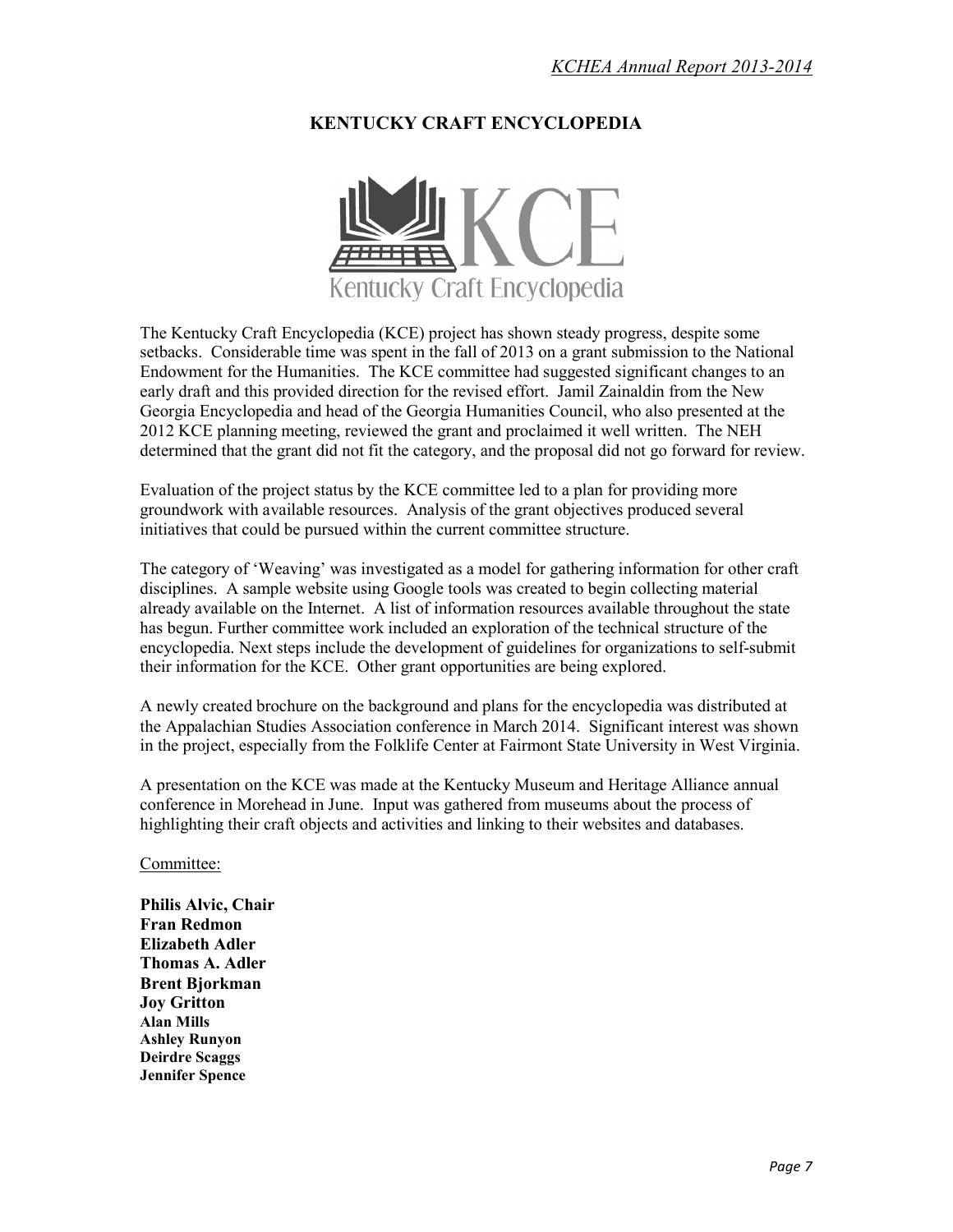# KENTUCKY CRAFT ENCYCLOPEDIA

The Kentucky Craft Encyclopedia (KCE) project has shown steady progress, despite some setbacks. Considerable time was spent in the fall of 2013 on a grant submission to the National Endowment for the Humanities. The KCE committee had suggested significant changes to an early draft and this provided direction for the revised effort. Jamil Zainaldin from the New Georgia Encyclopedia and head of the Georgia Humanities Council, who also presented at the 2012 KCE planning meeting, reviewed the grant and proclaimed it well written. The NEH determined that the grant did not fit the category, and the proposal did not go forward for review.

Evaluation of the project status by the KCE committee led to a plan for providing more groundwork with available resources. Analysis of the grant objectives produced several initiatives that could be pursued within the current committee structure.

The category of 'Weaving' was investigated as a model for gathering information for other craft disciplines. A sample website using Google tools was created to begin collecting material already available on the Internet. A list of information resources available throughout the state has begun. Further committee work included an exploration of the technical structure of the encyclopedia. Next steps include the development of guidelines for organizations to self-submit their information for the KCE. Other grant opportunities are being explored.

A newly created brochure on the background and plans for the encyclopedia was distributed at the Appalachian Studies Association conference in March 2014. Significant interest was shown in the project, especially from the Folklife Center at Fairmont State University in West Virginia.

A presentation on the KCE was made at the Kentucky Museum and Heritage Alliance annual conference in Morehead in June. Input was gathered from museums about the process of highlighting their craft objects and activities and linking to their websites and databases.

Committee:

**Philis Alvic, Chair**
**Fran Redmon**
**Elizabeth Adler**
**Thomas A. Adler**
**Brent Bjorkman**
**Joy Gritton**
**Alan Mills**
**Ashley Runyon**
**Deirdre Scaggs**
**Jennifer Spence**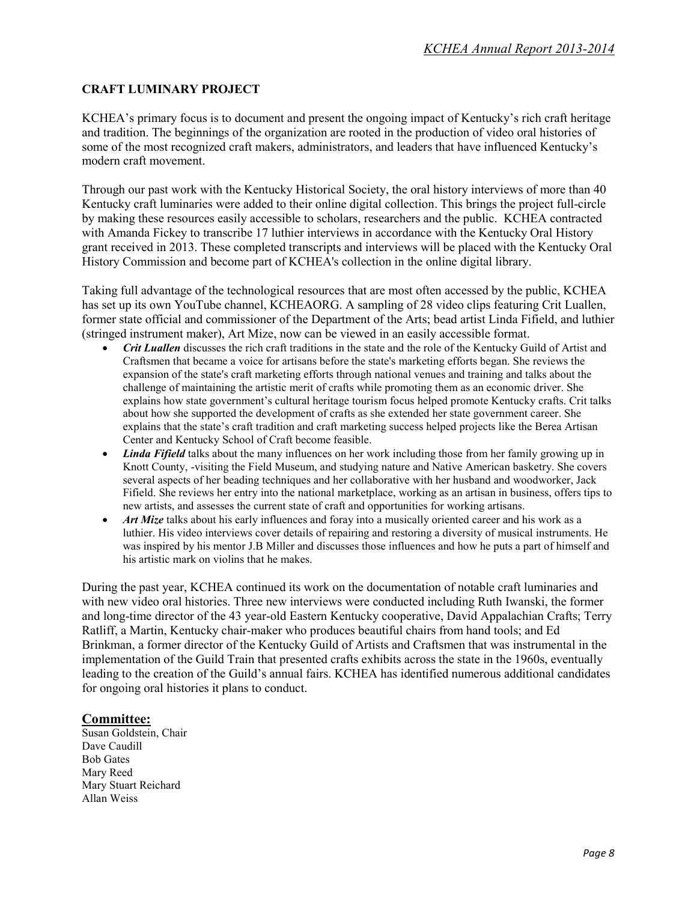## CRAFT LUMINARY PROJECT

KCHEA's primary focus is to document and present the ongoing impact of Kentucky's rich craft heritage and tradition. The beginnings of the organization are rooted in the production of video oral histories of some of the most recognized craft makers, administrators, and leaders that have influenced Kentucky's modern craft movement.

Through our past work with the Kentucky Historical Society, the oral history interviews of more than 40 Kentucky craft luminaries were added to their online digital collection. This brings the project full-circle by making these resources easily accessible to scholars, researchers and the public. KCHEA contracted with Amanda Fickey to transcribe 17 luthier interviews in accordance with the Kentucky Oral History grant received in 2013. These completed transcripts and interviews will be placed with the Kentucky Oral History Commission and become part of KCHEA's collection in the online digital library.

Taking full advantage of the technological resources that are most often accessed by the public, KCHEA has set up its own YouTube channel, KCHEAORG. A sampling of 28 video clips featuring Crit Luallen, former state official and commissioner of the Department of the Arts; bead artist Linda Fifield, and luthier (stringed instrument maker), Art Mize, now can be viewed in an easily accessible format.

- ***Crit Luallen*** discusses the rich craft traditions in the state and the role of the Kentucky Guild of Artist and Craftsmen that became a voice for artisans before the state's marketing efforts began. She reviews the expansion of the state's craft marketing efforts through national venues and training and talks about the challenge of maintaining the artistic merit of crafts while promoting them as an economic driver. She explains how state government's cultural heritage tourism focus helped promote Kentucky crafts. Crit talks about how she supported the development of crafts as she extended her state government career. She explains that the state's craft tradition and craft marketing success helped projects like the Berea Artisan Center and Kentucky School of Craft become feasible.
- ***Linda Fifield*** talks about the many influences on her work including those from her family growing up in Knott County, -visiting the Field Museum, and studying nature and Native American basketry. She covers several aspects of her beading techniques and her collaborative with her husband and woodworker, Jack Fifield. She reviews her entry into the national marketplace, working as an artisan in business, offers tips to new artists, and assesses the current state of craft and opportunities for working artisans.
- ***Art Mize*** talks about his early influences and foray into a musically oriented career and his work as a luthier. His video interviews cover details of repairing and restoring a diversity of musical instruments. He was inspired by his mentor J.B Miller and discusses those influences and how he puts a part of himself and his artistic mark on violins that he makes.

During the past year, KCHEA continued its work on the documentation of notable craft luminaries and with new video oral histories. Three new interviews were conducted including Ruth Iwanski, the former and long-time director of the 43 year-old Eastern Kentucky cooperative, David Appalachian Crafts; Terry Ratliff, a Martin, Kentucky chair-maker who produces beautiful chairs from hand tools; and Ed Brinkman, a former director of the Kentucky Guild of Artists and Craftsmen that was instrumental in the implementation of the Guild Train that presented crafts exhibits across the state in the 1960s, eventually leading to the creation of the Guild's annual fairs. KCHEA has identified numerous additional candidates for ongoing oral histories it plans to conduct.

### Committee:

Susan Goldstein, Chair
Dave Caudill
Bob Gates
Mary Reed
Mary Stuart Reichard
Allan Weiss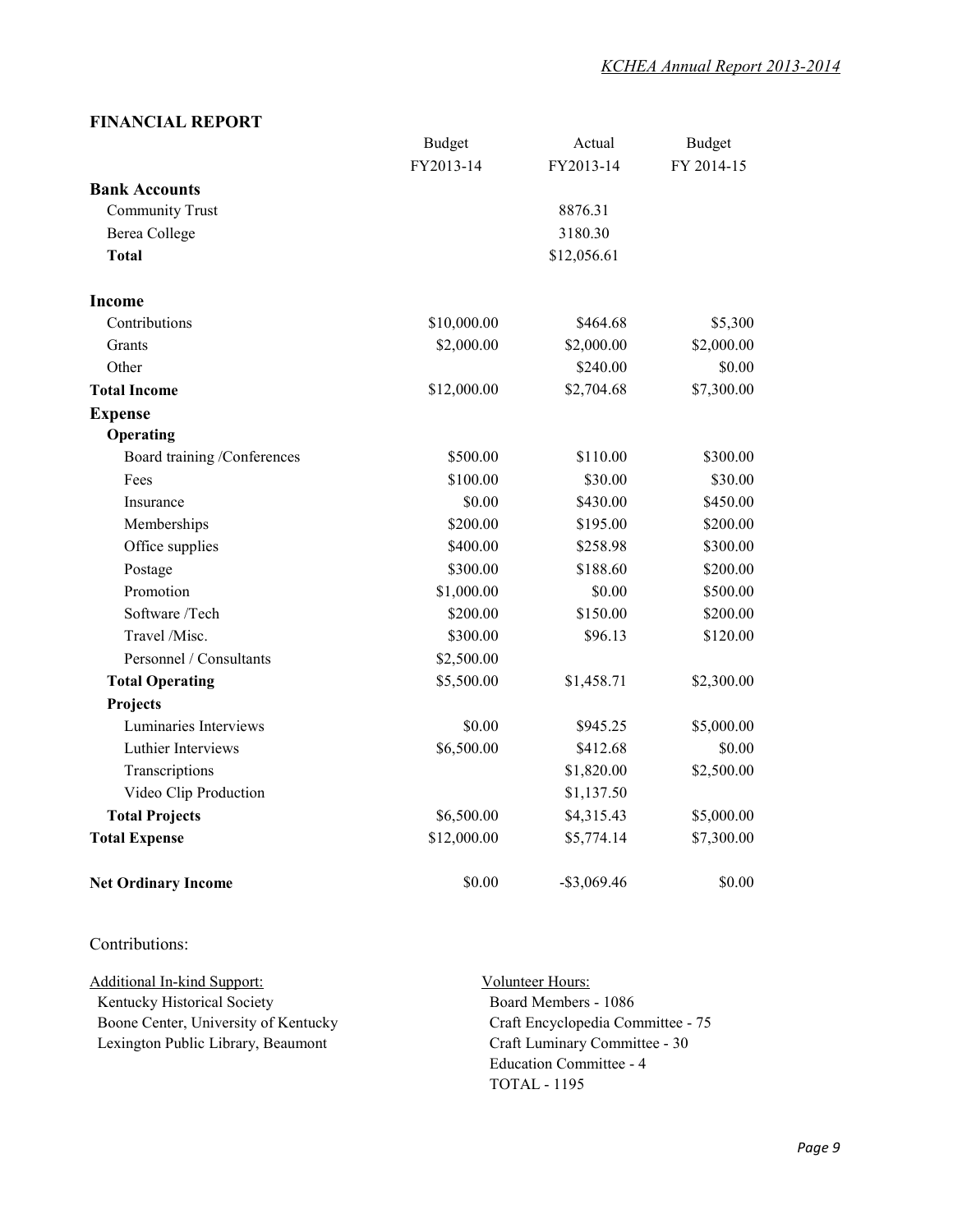## FINANCIAL REPORT

| | Budget FY2013-14 | Actual FY2013-14 | Budget FY 2014-15 |
|---|---|---|---|
| **Bank Accounts** | | | |
| Community Trust | | 8876.31 | |
| Berea College | | 3180.30 | |
| **Total** | | $12,056.61 | |
| **Income** | | | |
| Contributions | $10,000.00 | $464.68 | $5,300 |
| Grants | $2,000.00 | $2,000.00 | $2,000.00 |
| Other | | $240.00 | $0.00 |
| **Total Income** | $12,000.00 | $2,704.68 | $7,300.00 |
| **Expense** | | | |
| **Operating** | | | |
| Board training /Conferences | $500.00 | $110.00 | $300.00 |
| Fees | $100.00 | $30.00 | $30.00 |
| Insurance | $0.00 | $430.00 | $450.00 |
| Memberships | $200.00 | $195.00 | $200.00 |
| Office supplies | $400.00 | $258.98 | $300.00 |
| Postage | $300.00 | $188.60 | $200.00 |
| Promotion | $1,000.00 | $0.00 | $500.00 |
| Software /Tech | $200.00 | $150.00 | $200.00 |
| Travel /Misc. | $300.00 | $96.13 | $120.00 |
| Personnel / Consultants | $2,500.00 | | |
| **Total Operating** | $5,500.00 | $1,458.71 | $2,300.00 |
| **Projects** | | | |
| Luminaries Interviews | $0.00 | $945.25 | $5,000.00 |
| Luthier Interviews | $6,500.00 | $412.68 | $0.00 |
| Transcriptions | | $1,820.00 | $2,500.00 |
| Video Clip Production | | $1,137.50 | |
| **Total Projects** | $6,500.00 | $4,315.43 | $5,000.00 |
| **Total Expense** | $12,000.00 | $5,774.14 | $7,300.00 |
| **Net Ordinary Income** | $0.00 | -$3,069.46 | $0.00 |

Contributions:

Additional In-kind Support:
- Kentucky Historical Society
- Boone Center, University of Kentucky
- Lexington Public Library, Beaumont

Volunteer Hours:
- Board Members - 1086
- Craft Encyclopedia Committee - 75
- Craft Luminary Committee - 30
- Education Committee - 4
- TOTAL - 1195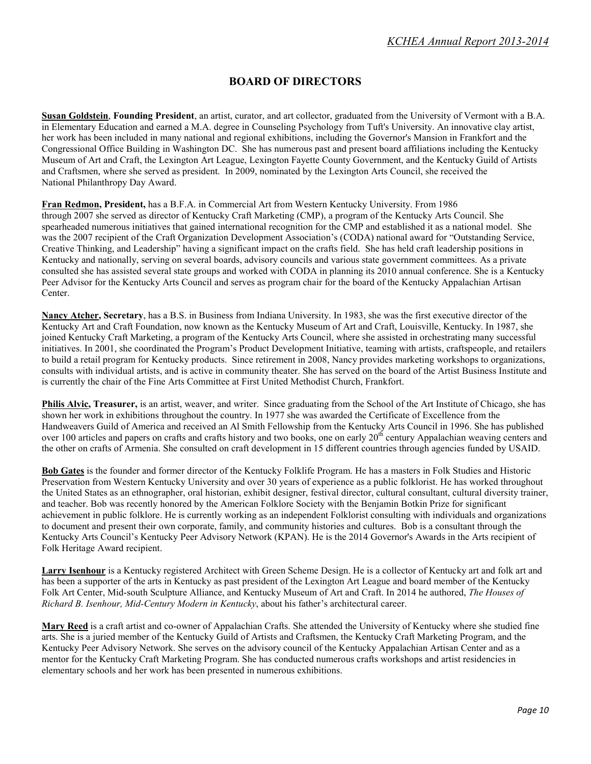## BOARD OF DIRECTORS

**Susan Goldstein**, **Founding President**, an artist, curator, and art collector, graduated from the University of Vermont with a B.A. in Elementary Education and earned a M.A. degree in Counseling Psychology from Tuft's University. An innovative clay artist, her work has been included in many national and regional exhibitions, including the Governor's Mansion in Frankfort and the Congressional Office Building in Washington DC. She has numerous past and present board affiliations including the Kentucky Museum of Art and Craft, the Lexington Art League, Lexington Fayette County Government, and the Kentucky Guild of Artists and Craftsmen, where she served as president. In 2009, nominated by the Lexington Arts Council, she received the National Philanthropy Day Award.

**Fran Redmon, President,** has a B.F.A. in Commercial Art from Western Kentucky University. From 1986 through 2007 she served as director of Kentucky Craft Marketing (CMP), a program of the Kentucky Arts Council. She spearheaded numerous initiatives that gained international recognition for the CMP and established it as a national model. She was the 2007 recipient of the Craft Organization Development Association's (CODA) national award for "Outstanding Service, Creative Thinking, and Leadership" having a significant impact on the crafts field. She has held craft leadership positions in Kentucky and nationally, serving on several boards, advisory councils and various state government committees. As a private consulted she has assisted several state groups and worked with CODA in planning its 2010 annual conference. She is a Kentucky Peer Advisor for the Kentucky Arts Council and serves as program chair for the board of the Kentucky Appalachian Artisan Center.

**Nancy Atcher, Secretary**, has a B.S. in Business from Indiana University. In 1983, she was the first executive director of the Kentucky Art and Craft Foundation, now known as the Kentucky Museum of Art and Craft, Louisville, Kentucky. In 1987, she joined Kentucky Craft Marketing, a program of the Kentucky Arts Council, where she assisted in orchestrating many successful initiatives. In 2001, she coordinated the Program's Product Development Initiative, teaming with artists, craftspeople, and retailers to build a retail program for Kentucky products. Since retirement in 2008, Nancy provides marketing workshops to organizations, consults with individual artists, and is active in community theater. She has served on the board of the Artist Business Institute and is currently the chair of the Fine Arts Committee at First United Methodist Church, Frankfort.

**Philis Alvic, Treasurer,** is an artist, weaver, and writer. Since graduating from the School of the Art Institute of Chicago, she has shown her work in exhibitions throughout the country. In 1977 she was awarded the Certificate of Excellence from the Handweavers Guild of America and received an Al Smith Fellowship from the Kentucky Arts Council in 1996. She has published over 100 articles and papers on crafts and crafts history and two books, one on early 20th century Appalachian weaving centers and the other on crafts of Armenia. She consulted on craft development in 15 different countries through agencies funded by USAID.

**Bob Gates** is the founder and former director of the Kentucky Folklife Program. He has a masters in Folk Studies and Historic Preservation from Western Kentucky University and over 30 years of experience as a public folklorist. He has worked throughout the United States as an ethnographer, oral historian, exhibit designer, festival director, cultural consultant, cultural diversity trainer, and teacher. Bob was recently honored by the American Folklore Society with the Benjamin Botkin Prize for significant achievement in public folklore. He is currently working as an independent Folklorist consulting with individuals and organizations to document and present their own corporate, family, and community histories and cultures. Bob is a consultant through the Kentucky Arts Council's Kentucky Peer Advisory Network (KPAN). He is the 2014 Governor's Awards in the Arts recipient of Folk Heritage Award recipient.

**Larry Isenhour** is a Kentucky registered Architect with Green Scheme Design. He is a collector of Kentucky art and folk art and has been a supporter of the arts in Kentucky as past president of the Lexington Art League and board member of the Kentucky Folk Art Center, Mid-south Sculpture Alliance, and Kentucky Museum of Art and Craft. In 2014 he authored, *The Houses of Richard B. Isenhour, Mid-Century Modern in Kentucky*, about his father's architectural career.

**Mary Reed** is a craft artist and co-owner of Appalachian Crafts. She attended the University of Kentucky where she studied fine arts. She is a juried member of the Kentucky Guild of Artists and Craftsmen, the Kentucky Craft Marketing Program, and the Kentucky Peer Advisory Network. She serves on the advisory council of the Kentucky Appalachian Artisan Center and as a mentor for the Kentucky Craft Marketing Program. She has conducted numerous crafts workshops and artist residencies in elementary schools and her work has been presented in numerous exhibitions.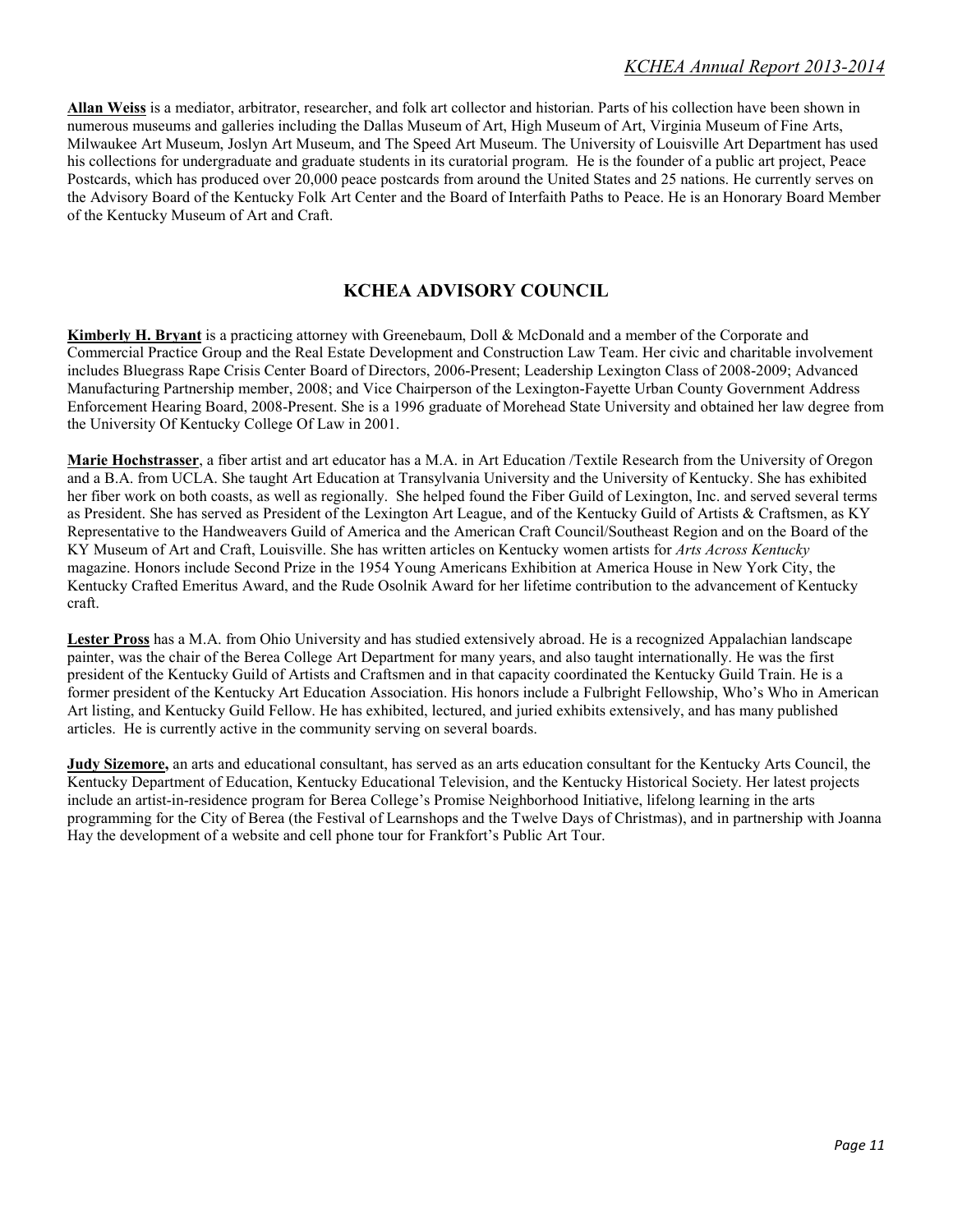**Allan Weiss** is a mediator, arbitrator, researcher, and folk art collector and historian. Parts of his collection have been shown in numerous museums and galleries including the Dallas Museum of Art, High Museum of Art, Virginia Museum of Fine Arts, Milwaukee Art Museum, Joslyn Art Museum, and The Speed Art Museum. The University of Louisville Art Department has used his collections for undergraduate and graduate students in its curatorial program. He is the founder of a public art project, Peace Postcards, which has produced over 20,000 peace postcards from around the United States and 25 nations. He currently serves on the Advisory Board of the Kentucky Folk Art Center and the Board of Interfaith Paths to Peace. He is an Honorary Board Member of the Kentucky Museum of Art and Craft.

## KCHEA ADVISORY COUNCIL

**Kimberly H. Bryant** is a practicing attorney with Greenebaum, Doll & McDonald and a member of the Corporate and Commercial Practice Group and the Real Estate Development and Construction Law Team. Her civic and charitable involvement includes Bluegrass Rape Crisis Center Board of Directors, 2006-Present; Leadership Lexington Class of 2008-2009; Advanced Manufacturing Partnership member, 2008; and Vice Chairperson of the Lexington-Fayette Urban County Government Address Enforcement Hearing Board, 2008-Present. She is a 1996 graduate of Morehead State University and obtained her law degree from the University Of Kentucky College Of Law in 2001.

**Marie Hochstrasser**, a fiber artist and art educator has a M.A. in Art Education /Textile Research from the University of Oregon and a B.A. from UCLA. She taught Art Education at Transylvania University and the University of Kentucky. She has exhibited her fiber work on both coasts, as well as regionally. She helped found the Fiber Guild of Lexington, Inc. and served several terms as President. She has served as President of the Lexington Art League, and of the Kentucky Guild of Artists & Craftsmen, as KY Representative to the Handweavers Guild of America and the American Craft Council/Southeast Region and on the Board of the KY Museum of Art and Craft, Louisville. She has written articles on Kentucky women artists for *Arts Across Kentucky* magazine. Honors include Second Prize in the 1954 Young Americans Exhibition at America House in New York City, the Kentucky Crafted Emeritus Award, and the Rude Osolnik Award for her lifetime contribution to the advancement of Kentucky craft.

**Lester Pross** has a M.A. from Ohio University and has studied extensively abroad. He is a recognized Appalachian landscape painter, was the chair of the Berea College Art Department for many years, and also taught internationally. He was the first president of the Kentucky Guild of Artists and Craftsmen and in that capacity coordinated the Kentucky Guild Train. He is a former president of the Kentucky Art Education Association. His honors include a Fulbright Fellowship, Who's Who in American Art listing, and Kentucky Guild Fellow. He has exhibited, lectured, and juried exhibits extensively, and has many published articles. He is currently active in the community serving on several boards.

**Judy Sizemore,** an arts and educational consultant, has served as an arts education consultant for the Kentucky Arts Council, the Kentucky Department of Education, Kentucky Educational Television, and the Kentucky Historical Society. Her latest projects include an artist-in-residence program for Berea College's Promise Neighborhood Initiative, lifelong learning in the arts programming for the City of Berea (the Festival of Learnshops and the Twelve Days of Christmas), and in partnership with Joanna Hay the development of a website and cell phone tour for Frankfort's Public Art Tour.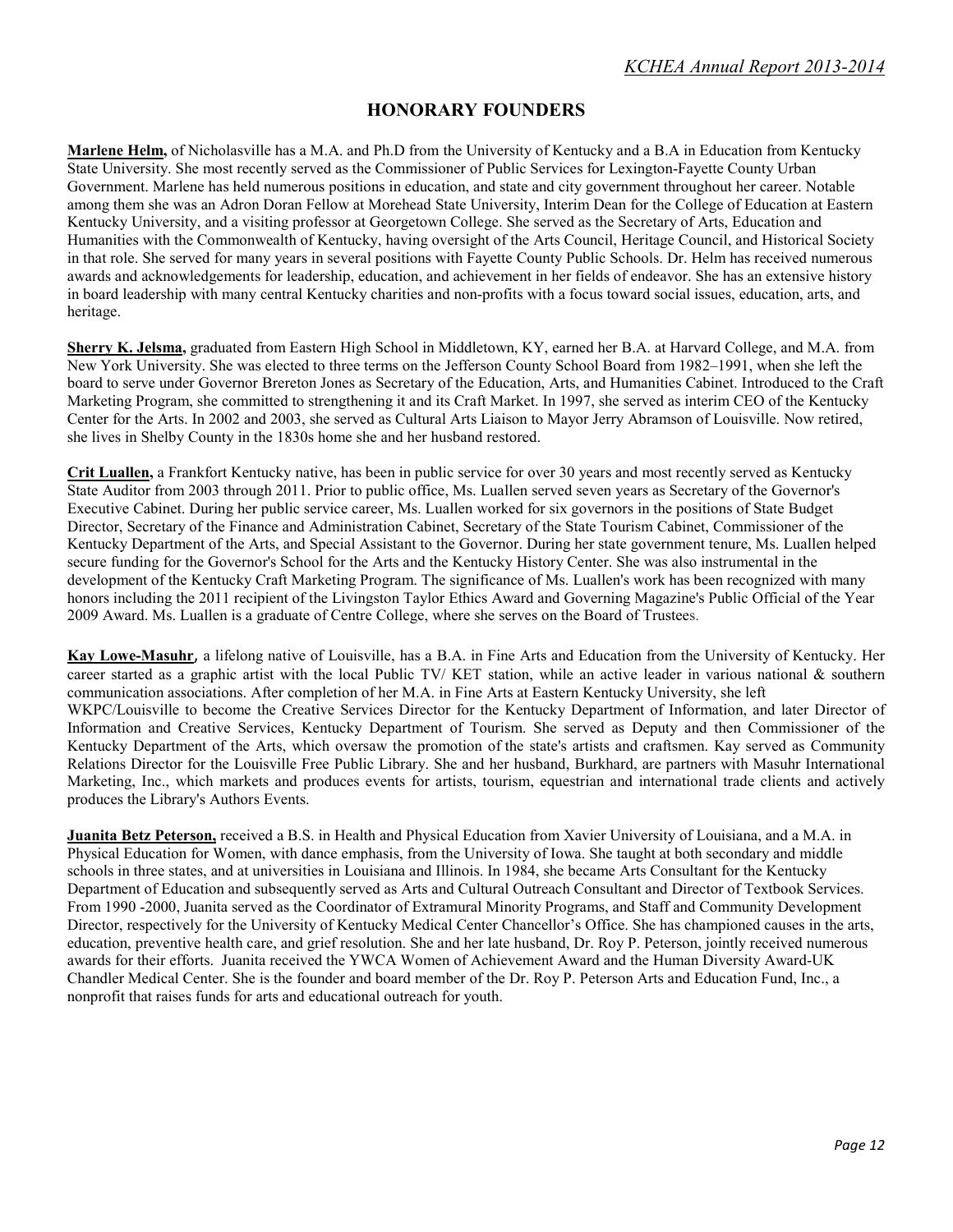## HONORARY FOUNDERS

**Marlene Helm,** of Nicholasville has a M.A. and Ph.D from the University of Kentucky and a B.A in Education from Kentucky State University. She most recently served as the Commissioner of Public Services for Lexington-Fayette County Urban Government. Marlene has held numerous positions in education, and state and city government throughout her career. Notable among them she was an Adron Doran Fellow at Morehead State University, Interim Dean for the College of Education at Eastern Kentucky University, and a visiting professor at Georgetown College. She served as the Secretary of Arts, Education and Humanities with the Commonwealth of Kentucky, having oversight of the Arts Council, Heritage Council, and Historical Society in that role. She served for many years in several positions with Fayette County Public Schools. Dr. Helm has received numerous awards and acknowledgements for leadership, education, and achievement in her fields of endeavor. She has an extensive history in board leadership with many central Kentucky charities and non-profits with a focus toward social issues, education, arts, and heritage.

**Sherry K. Jelsma,** graduated from Eastern High School in Middletown, KY, earned her B.A. at Harvard College, and M.A. from New York University. She was elected to three terms on the Jefferson County School Board from 1982–1991, when she left the board to serve under Governor Brereton Jones as Secretary of the Education, Arts, and Humanities Cabinet. Introduced to the Craft Marketing Program, she committed to strengthening it and its Craft Market. In 1997, she served as interim CEO of the Kentucky Center for the Arts. In 2002 and 2003, she served as Cultural Arts Liaison to Mayor Jerry Abramson of Louisville. Now retired, she lives in Shelby County in the 1830s home she and her husband restored.

**Crit Luallen,** a Frankfort Kentucky native, has been in public service for over 30 years and most recently served as Kentucky State Auditor from 2003 through 2011. Prior to public office, Ms. Luallen served seven years as Secretary of the Governor's Executive Cabinet. During her public service career, Ms. Luallen worked for six governors in the positions of State Budget Director, Secretary of the Finance and Administration Cabinet, Secretary of the State Tourism Cabinet, Commissioner of the Kentucky Department of the Arts, and Special Assistant to the Governor. During her state government tenure, Ms. Luallen helped secure funding for the Governor's School for the Arts and the Kentucky History Center. She was also instrumental in the development of the Kentucky Craft Marketing Program. The significance of Ms. Luallen's work has been recognized with many honors including the 2011 recipient of the Livingston Taylor Ethics Award and Governing Magazine's Public Official of the Year 2009 Award. Ms. Luallen is a graduate of Centre College, where she serves on the Board of Trustees.

**Kay Lowe-Masuhr,** a lifelong native of Louisville, has a B.A. in Fine Arts and Education from the University of Kentucky. Her career started as a graphic artist with the local Public TV/ KET station, while an active leader in various national & southern communication associations. After completion of her M.A. in Fine Arts at Eastern Kentucky University, she left WKPC/Louisville to become the Creative Services Director for the Kentucky Department of Information, and later Director of Information and Creative Services, Kentucky Department of Tourism. She served as Deputy and then Commissioner of the Kentucky Department of the Arts, which oversaw the promotion of the state's artists and craftsmen. Kay served as Community Relations Director for the Louisville Free Public Library. She and her husband, Burkhard, are partners with Masuhr International Marketing, Inc., which markets and produces events for artists, tourism, equestrian and international trade clients and actively produces the Library's Authors Events.

**Juanita Betz Peterson,** received a B.S. in Health and Physical Education from Xavier University of Louisiana, and a M.A. in Physical Education for Women, with dance emphasis, from the University of Iowa. She taught at both secondary and middle schools in three states, and at universities in Louisiana and Illinois. In 1984, she became Arts Consultant for the Kentucky Department of Education and subsequently served as Arts and Cultural Outreach Consultant and Director of Textbook Services. From 1990 -2000, Juanita served as the Coordinator of Extramural Minority Programs, and Staff and Community Development Director, respectively for the University of Kentucky Medical Center Chancellor's Office. She has championed causes in the arts, education, preventive health care, and grief resolution. She and her late husband, Dr. Roy P. Peterson, jointly received numerous awards for their efforts. Juanita received the YWCA Women of Achievement Award and the Human Diversity Award-UK Chandler Medical Center. She is the founder and board member of the Dr. Roy P. Peterson Arts and Education Fund, Inc., a nonprofit that raises funds for arts and educational outreach for youth.